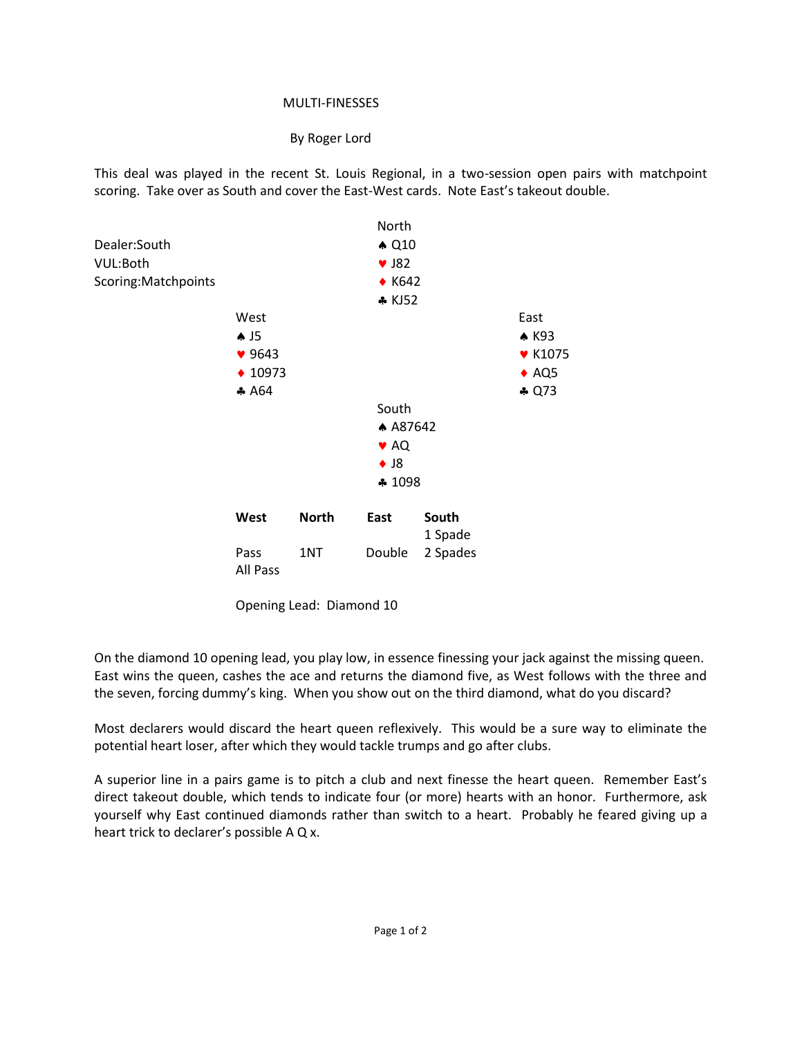# MULTI-FINESSES

By Roger Lord

This deal was played in the recent St. Louis Regional, in a two-session open pairs with matchpoint scoring. Take over as South and cover the East-West cards. Note East's takeout double.

Dealer:South
VUL:Both
Scoring:Matchpoints

| | North | |
|---|---|---|
| | ♠ Q10 | |
| | ♥ J82 | |
| | ♦ K642 | |
| | ♣ KJ52 | |
| **West** | | **East** |
| ♠ J5 | | ♠ K93 |
| ♥ 9643 | | ♥ K1075 |
| ♦ 10973 | | ♦ AQ5 |
| ♣ A64 | | ♣ Q73 |
| | **South** | |
| | ♠ A87642 | |
| | ♥ AQ | |
| | ♦ J8 | |
| | ♣ 1098 | |

| West | North | East | South |
|---|---|---|---|
| | | | 1 Spade |
| Pass | 1NT | Double | 2 Spades |
| All Pass | | | |

Opening Lead: Diamond 10

On the diamond 10 opening lead, you play low, in essence finessing your jack against the missing queen. East wins the queen, cashes the ace and returns the diamond five, as West follows with the three and the seven, forcing dummy's king. When you show out on the third diamond, what do you discard?

Most declarers would discard the heart queen reflexively. This would be a sure way to eliminate the potential heart loser, after which they would tackle trumps and go after clubs.

A superior line in a pairs game is to pitch a club and next finesse the heart queen. Remember East's direct takeout double, which tends to indicate four (or more) hearts with an honor. Furthermore, ask yourself why East continued diamonds rather than switch to a heart. Probably he feared giving up a heart trick to declarer's possible A Q x.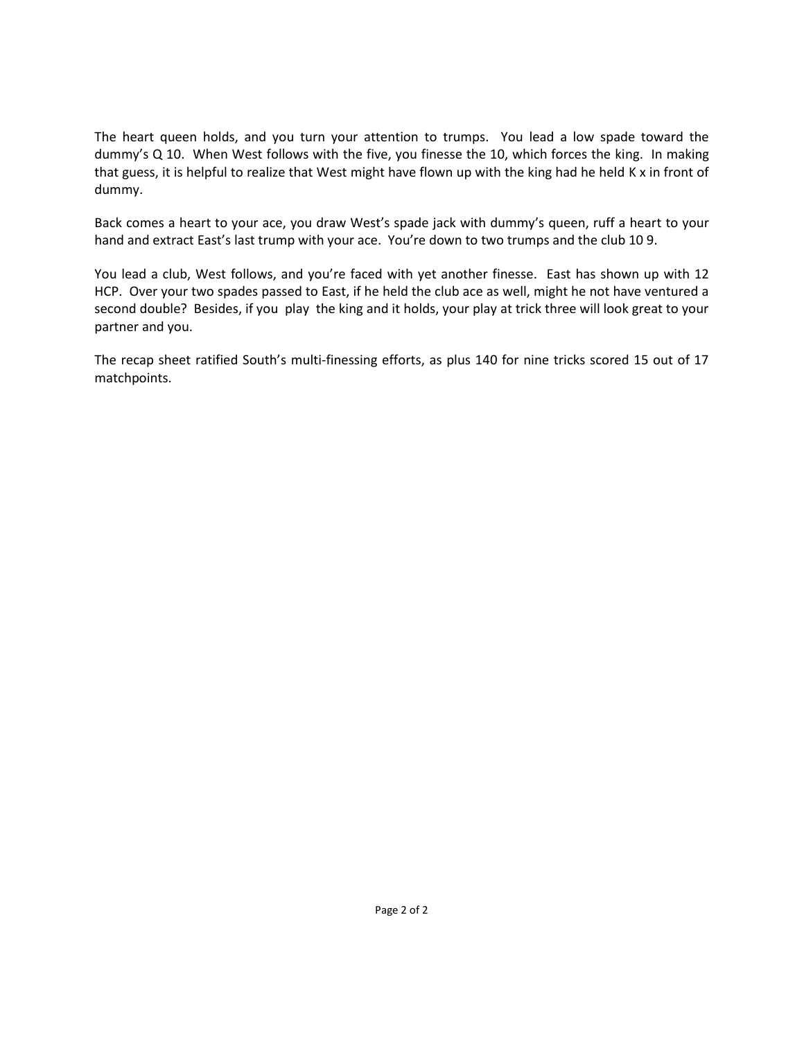The heart queen holds, and you turn your attention to trumps. You lead a low spade toward the dummy's Q 10. When West follows with the five, you finesse the 10, which forces the king. In making that guess, it is helpful to realize that West might have flown up with the king had he held K x in front of dummy.

Back comes a heart to your ace, you draw West's spade jack with dummy's queen, ruff a heart to your hand and extract East's last trump with your ace. You're down to two trumps and the club 10 9.

You lead a club, West follows, and you're faced with yet another finesse. East has shown up with 12 HCP. Over your two spades passed to East, if he held the club ace as well, might he not have ventured a second double? Besides, if you play the king and it holds, your play at trick three will look great to your partner and you.

The recap sheet ratified South's multi-finessing efforts, as plus 140 for nine tricks scored 15 out of 17 matchpoints.